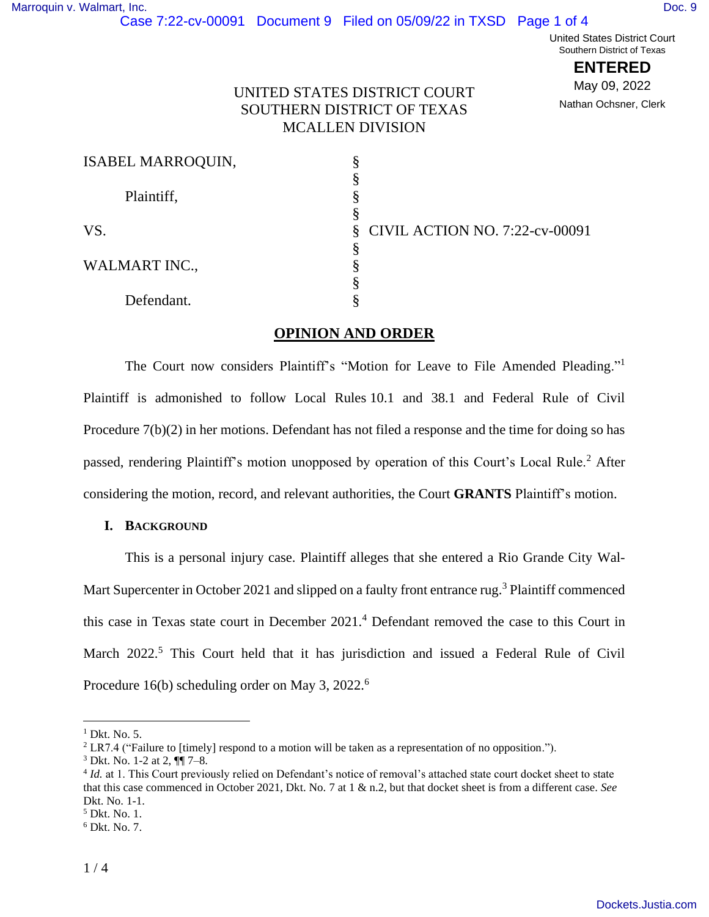UNITED STATES DISTRICT COURT
SOUTHERN DISTRICT OF TEXAS
MCALLEN DIVISION

United States District Court
Southern District of Texas
**ENTERED**
May 09, 2022
Nathan Ochsner, Clerk

| | | |
|---|---|---|
| ISABEL MARROQUIN, | § | |
| | § | |
| Plaintiff, | § | |
| | § | |
| VS. | § | CIVIL ACTION NO. 7:22-cv-00091 |
| | § | |
| WALMART INC., | § | |
| | § | |
| Defendant. | § | |

## OPINION AND ORDER

The Court now considers Plaintiff's "Motion for Leave to File Amended Pleading."[1] Plaintiff is admonished to follow Local Rules 10.1 and 38.1 and Federal Rule of Civil Procedure 7(b)(2) in her motions. Defendant has not filed a response and the time for doing so has passed, rendering Plaintiff's motion unopposed by operation of this Court's Local Rule.[2] After considering the motion, record, and relevant authorities, the Court **GRANTS** Plaintiff's motion.

### I. BACKGROUND

This is a personal injury case. Plaintiff alleges that she entered a Rio Grande City Wal-Mart Supercenter in October 2021 and slipped on a faulty front entrance rug.[3] Plaintiff commenced this case in Texas state court in December 2021.[4] Defendant removed the case to this Court in March 2022.[5] This Court held that it has jurisdiction and issued a Federal Rule of Civil Procedure 16(b) scheduling order on May 3, 2022.[6]

---

[1] Dkt. No. 5.

[2] LR7.4 ("Failure to [timely] respond to a motion will be taken as a representation of no opposition.").

[3] Dkt. No. 1-2 at 2, ¶¶ 7–8.

[4] *Id.* at 1. This Court previously relied on Defendant's notice of removal's attached state court docket sheet to state that this case commenced in October 2021, Dkt. No. 7 at 1 & n.2, but that docket sheet is from a different case. *See* Dkt. No. 1-1.

[5] Dkt. No. 1.

[6] Dkt. No. 7.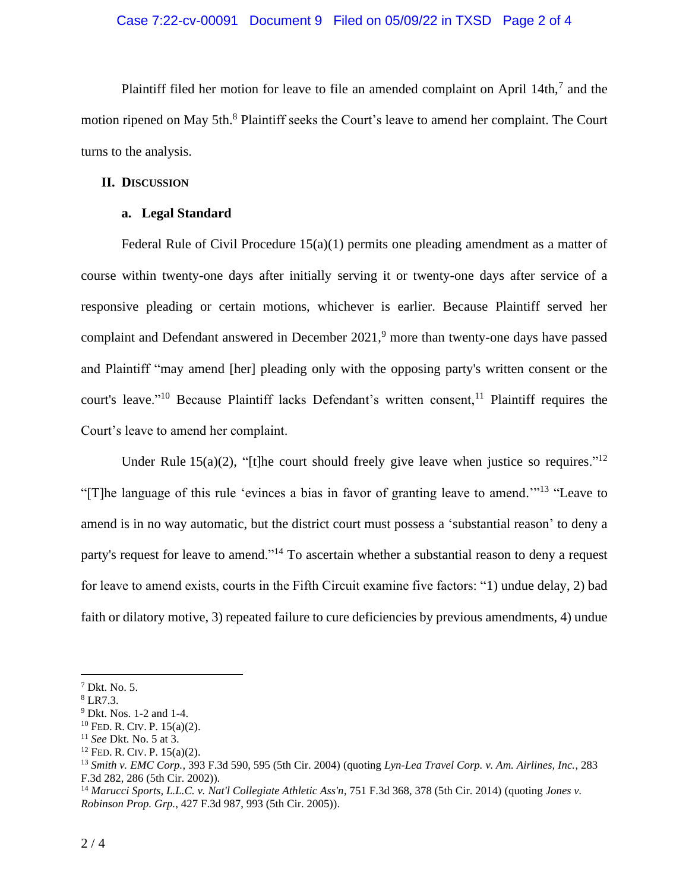Plaintiff filed her motion for leave to file an amended complaint on April 14th,[7] and the motion ripened on May 5th.[8] Plaintiff seeks the Court's leave to amend her complaint. The Court turns to the analysis.

## II. DISCUSSION

### a. Legal Standard

Federal Rule of Civil Procedure 15(a)(1) permits one pleading amendment as a matter of course within twenty-one days after initially serving it or twenty-one days after service of a responsive pleading or certain motions, whichever is earlier. Because Plaintiff served her complaint and Defendant answered in December 2021,[9] more than twenty-one days have passed and Plaintiff "may amend [her] pleading only with the opposing party's written consent or the court's leave."[10] Because Plaintiff lacks Defendant's written consent,[11] Plaintiff requires the Court's leave to amend her complaint.

Under Rule 15(a)(2), "[t]he court should freely give leave when justice so requires."[12] "[T]he language of this rule 'evinces a bias in favor of granting leave to amend.'"[13] "Leave to amend is in no way automatic, but the district court must possess a 'substantial reason' to deny a party's request for leave to amend."[14] To ascertain whether a substantial reason to deny a request for leave to amend exists, courts in the Fifth Circuit examine five factors: "1) undue delay, 2) bad faith or dilatory motive, 3) repeated failure to cure deficiencies by previous amendments, 4) undue

---

[7] Dkt. No. 5.

[8] LR7.3.

[9] Dkt. Nos. 1-2 and 1-4.

[10] FED. R. CIV. P. 15(a)(2).

[11] *See* Dkt. No. 5 at 3.

[12] FED. R. CIV. P. 15(a)(2).

[13] *Smith v. EMC Corp.*, 393 F.3d 590, 595 (5th Cir. 2004) (quoting *Lyn-Lea Travel Corp. v. Am. Airlines, Inc.*, 283 F.3d 282, 286 (5th Cir. 2002)).

[14] *Marucci Sports, L.L.C. v. Nat'l Collegiate Athletic Ass'n*, 751 F.3d 368, 378 (5th Cir. 2014) (quoting *Jones v. Robinson Prop. Grp.*, 427 F.3d 987, 993 (5th Cir. 2005)).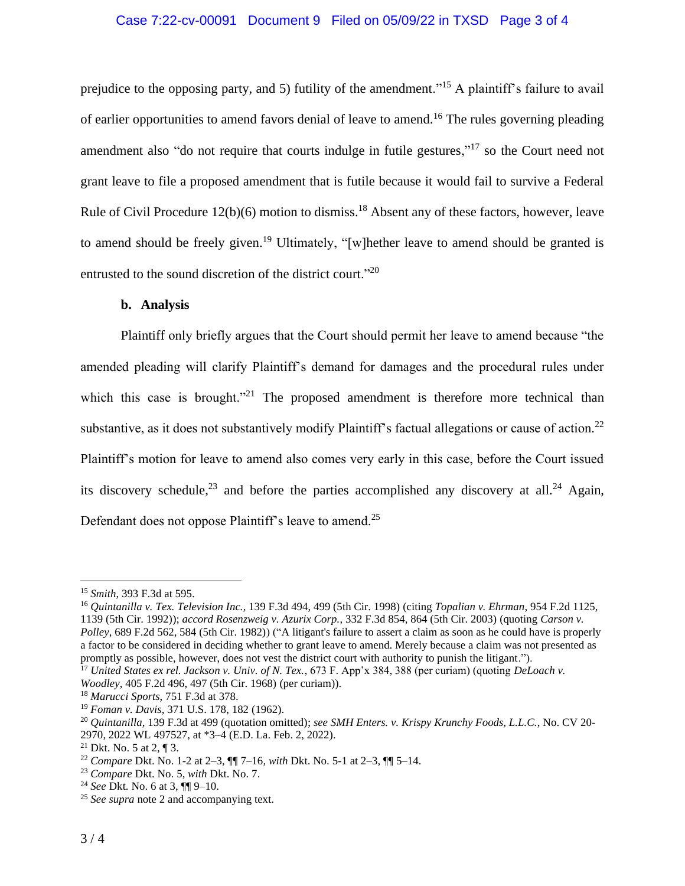prejudice to the opposing party, and 5) futility of the amendment."[15] A plaintiff's failure to avail of earlier opportunities to amend favors denial of leave to amend.[16] The rules governing pleading amendment also "do not require that courts indulge in futile gestures,"[17] so the Court need not grant leave to file a proposed amendment that is futile because it would fail to survive a Federal Rule of Civil Procedure 12(b)(6) motion to dismiss.[18] Absent any of these factors, however, leave to amend should be freely given.[19] Ultimately, "[w]hether leave to amend should be granted is entrusted to the sound discretion of the district court."[20]

**b. Analysis**

Plaintiff only briefly argues that the Court should permit her leave to amend because "the amended pleading will clarify Plaintiff's demand for damages and the procedural rules under which this case is brought."[21] The proposed amendment is therefore more technical than substantive, as it does not substantively modify Plaintiff's factual allegations or cause of action.[22] Plaintiff's motion for leave to amend also comes very early in this case, before the Court issued its discovery schedule,[23] and before the parties accomplished any discovery at all.[24] Again, Defendant does not oppose Plaintiff's leave to amend.[25]

---

[15] *Smith*, 393 F.3d at 595.

[16] *Quintanilla v. Tex. Television Inc.*, 139 F.3d 494, 499 (5th Cir. 1998) (citing *Topalian v. Ehrman*, 954 F.2d 1125, 1139 (5th Cir. 1992)); *accord Rosenzweig v. Azurix Corp.*, 332 F.3d 854, 864 (5th Cir. 2003) (quoting *Carson v. Polley*, 689 F.2d 562, 584 (5th Cir. 1982)) ("A litigant's failure to assert a claim as soon as he could have is properly a factor to be considered in deciding whether to grant leave to amend. Merely because a claim was not presented as promptly as possible, however, does not vest the district court with authority to punish the litigant.").

[17] *United States ex rel. Jackson v. Univ. of N. Tex.*, 673 F. App'x 384, 388 (per curiam) (quoting *DeLoach v. Woodley*, 405 F.2d 496, 497 (5th Cir. 1968) (per curiam)).

[18] *Marucci Sports*, 751 F.3d at 378.

[19] *Foman v. Davis*, 371 U.S. 178, 182 (1962).

[20] *Quintanilla*, 139 F.3d at 499 (quotation omitted); *see SMH Enters. v. Krispy Krunchy Foods, L.L.C.*, No. CV 20-2970, 2022 WL 497527, at *3–4 (E.D. La. Feb. 2, 2022).

[21] Dkt. No. 5 at 2, ¶ 3.

[22] *Compare* Dkt. No. 1-2 at 2–3, ¶¶ 7–16, *with* Dkt. No. 5-1 at 2–3, ¶¶ 5–14.

[23] *Compare* Dkt. No. 5, *with* Dkt. No. 7.

[24] *See* Dkt. No. 6 at 3, ¶¶ 9–10.

[25] *See supra* note 2 and accompanying text.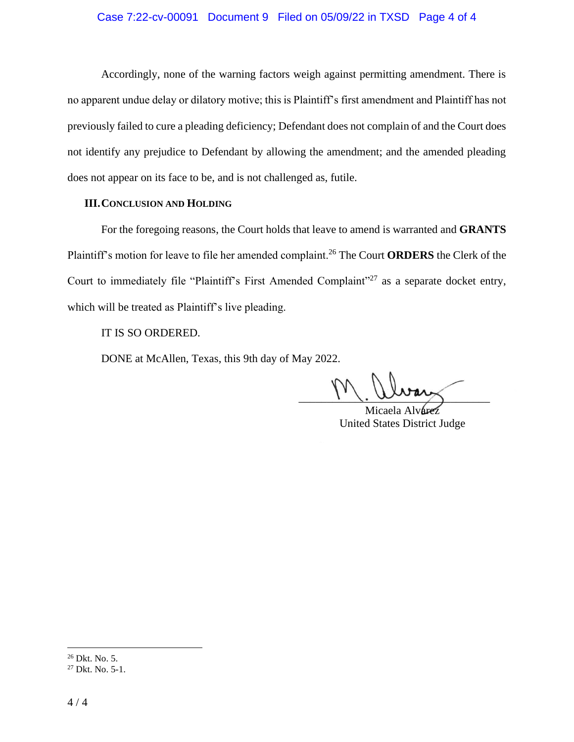Accordingly, none of the warning factors weigh against permitting amendment. There is no apparent undue delay or dilatory motive; this is Plaintiff's first amendment and Plaintiff has not previously failed to cure a pleading deficiency; Defendant does not complain of and the Court does not identify any prejudice to Defendant by allowing the amendment; and the amended pleading does not appear on its face to be, and is not challenged as, futile.

### III. CONCLUSION AND HOLDING

For the foregoing reasons, the Court holds that leave to amend is warranted and **GRANTS** Plaintiff's motion for leave to file her amended complaint.[26] The Court **ORDERS** the Clerk of the Court to immediately file "Plaintiff's First Amended Complaint"[27] as a separate docket entry, which will be treated as Plaintiff's live pleading.

IT IS SO ORDERED.

DONE at McAllen, Texas, this 9th day of May 2022.

Micaela Alvarez
United States District Judge

---

[26] Dkt. No. 5.

[27] Dkt. No. 5-1.